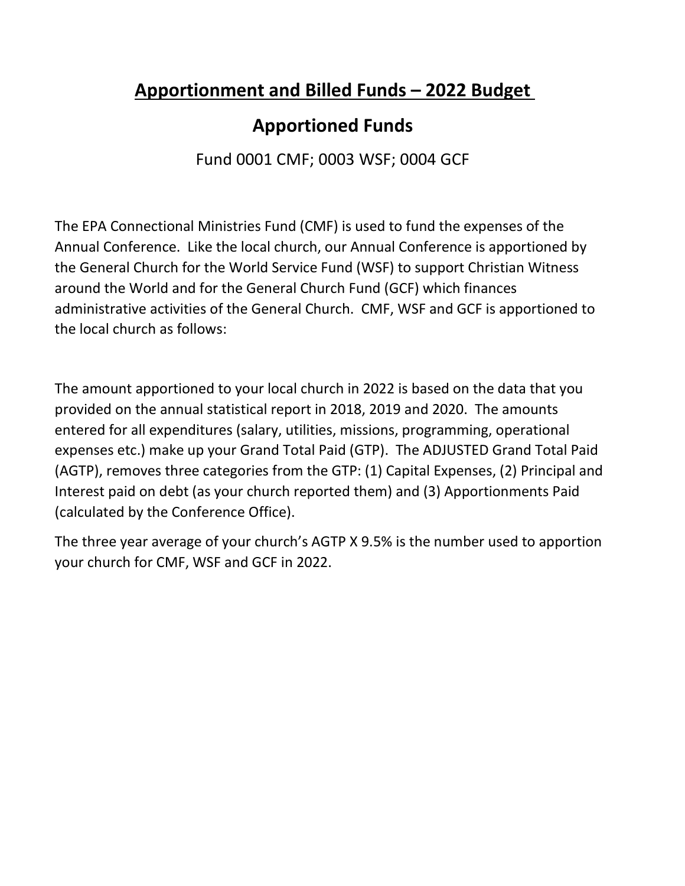# Apportionment and Billed Funds – 2022 Budget

## Apportioned Funds

Fund 0001 CMF; 0003 WSF; 0004 GCF

The EPA Connectional Ministries Fund (CMF) is used to fund the expenses of the Annual Conference. Like the local church, our Annual Conference is apportioned by the General Church for the World Service Fund (WSF) to support Christian Witness around the World and for the General Church Fund (GCF) which finances administrative activities of the General Church. CMF, WSF and GCF is apportioned to the local church as follows:

The amount apportioned to your local church in 2022 is based on the data that you provided on the annual statistical report in 2018, 2019 and 2020. The amounts entered for all expenditures (salary, utilities, missions, programming, operational expenses etc.) make up your Grand Total Paid (GTP). The ADJUSTED Grand Total Paid (AGTP), removes three categories from the GTP: (1) Capital Expenses, (2) Principal and Interest paid on debt (as your church reported them) and (3) Apportionments Paid (calculated by the Conference Office).

The three year average of your church's AGTP X 9.5% is the number used to apportion your church for CMF, WSF and GCF in 2022.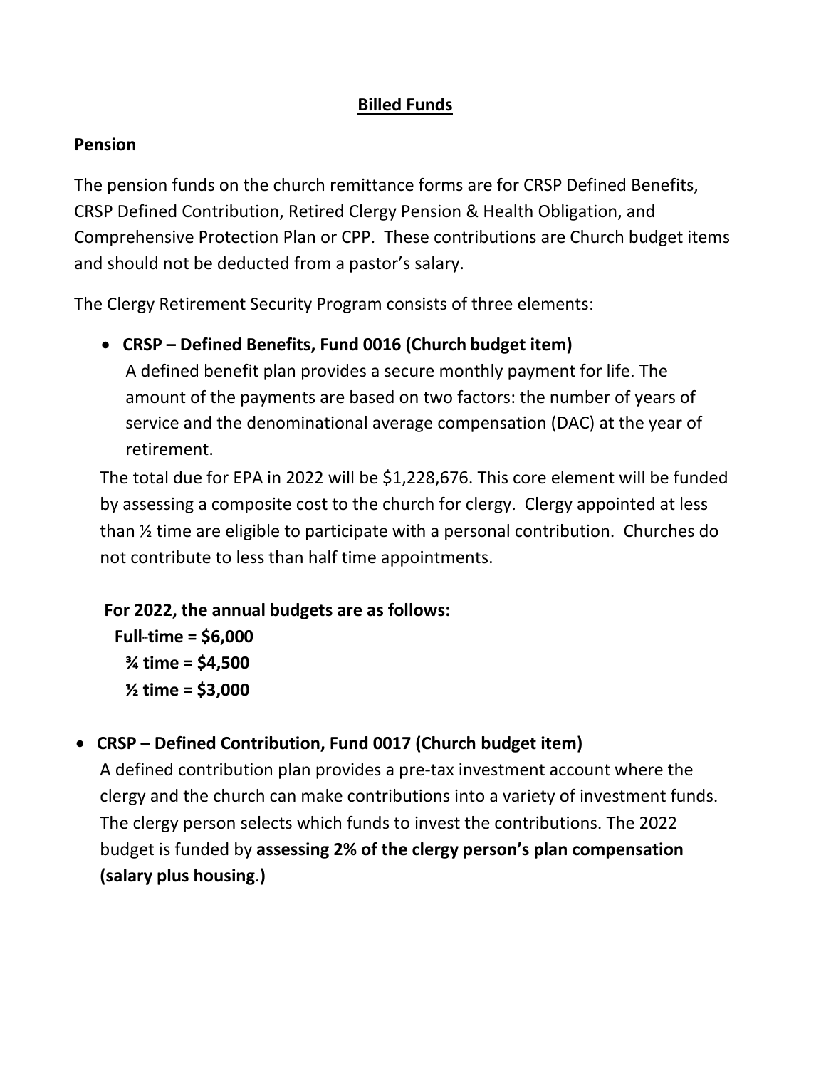## Billed Funds

### Pension

The pension funds on the church remittance forms are for CRSP Defined Benefits, CRSP Defined Contribution, Retired Clergy Pension & Health Obligation, and Comprehensive Protection Plan or CPP. These contributions are Church budget items and should not be deducted from a pastor's salary.

The Clergy Retirement Security Program consists of three elements:

- **CRSP – Defined Benefits, Fund 0016 (Church budget item)**
  A defined benefit plan provides a secure monthly payment for life. The amount of the payments are based on two factors: the number of years of service and the denominational average compensation (DAC) at the year of retirement.

  The total due for EPA in 2022 will be $1,228,676. This core element will be funded by assessing a composite cost to the church for clergy. Clergy appointed at less than ½ time are eligible to participate with a personal contribution. Churches do not contribute to less than half time appointments.

  **For 2022, the annual budgets are as follows:**
  **Full-time = $6,000**
  **¾ time = $4,500**
  **½ time = $3,000**

- **CRSP – Defined Contribution, Fund 0017 (Church budget item)**
  A defined contribution plan provides a pre-tax investment account where the clergy and the church can make contributions into a variety of investment funds. The clergy person selects which funds to invest the contributions. The 2022 budget is funded by **assessing 2% of the clergy person's plan compensation (salary plus housing.)**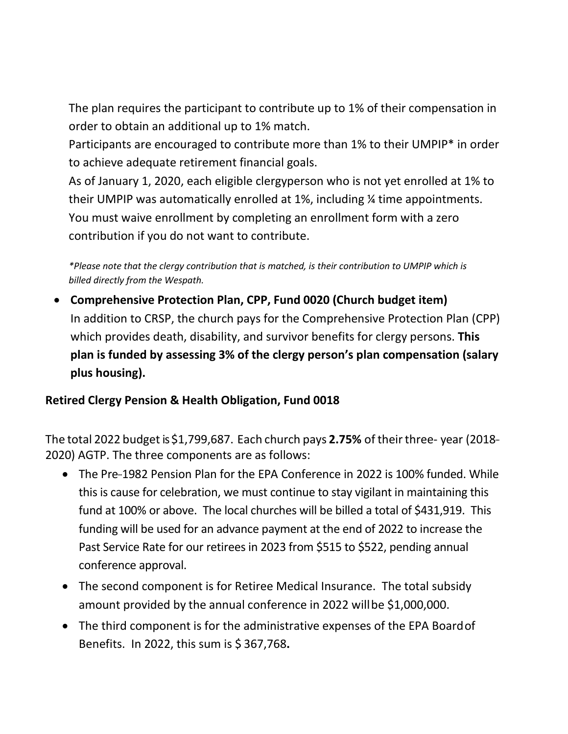The plan requires the participant to contribute up to 1% of their compensation in order to obtain an additional up to 1% match.

Participants are encouraged to contribute more than 1% to their UMPIP* in order to achieve adequate retirement financial goals.

As of January 1, 2020, each eligible clergyperson who is not yet enrolled at 1% to their UMPIP was automatically enrolled at 1%, including ¼ time appointments. You must waive enrollment by completing an enrollment form with a zero contribution if you do not want to contribute.

*\*Please note that the clergy contribution that is matched, is their contribution to UMPIP which is billed directly from the Wespath.*

- **Comprehensive Protection Plan, CPP, Fund 0020 (Church budget item)**
  In addition to CRSP, the church pays for the Comprehensive Protection Plan (CPP) which provides death, disability, and survivor benefits for clergy persons. **This plan is funded by assessing 3% of the clergy person's plan compensation (salary plus housing).**

**Retired Clergy Pension & Health Obligation, Fund 0018**

The total 2022 budget is $1,799,687. Each church pays **2.75%** of their three- year (2018-2020) AGTP. The three components are as follows:

- The Pre-1982 Pension Plan for the EPA Conference in 2022 is 100% funded. While this is cause for celebration, we must continue to stay vigilant in maintaining this fund at 100% or above. The local churches will be billed a total of $431,919. This funding will be used for an advance payment at the end of 2022 to increase the Past Service Rate for our retirees in 2023 from $515 to $522, pending annual conference approval.
- The second component is for Retiree Medical Insurance. The total subsidy amount provided by the annual conference in 2022 will be $1,000,000.
- The third component is for the administrative expenses of the EPA Board of Benefits. In 2022, this sum is $ 367,768**.**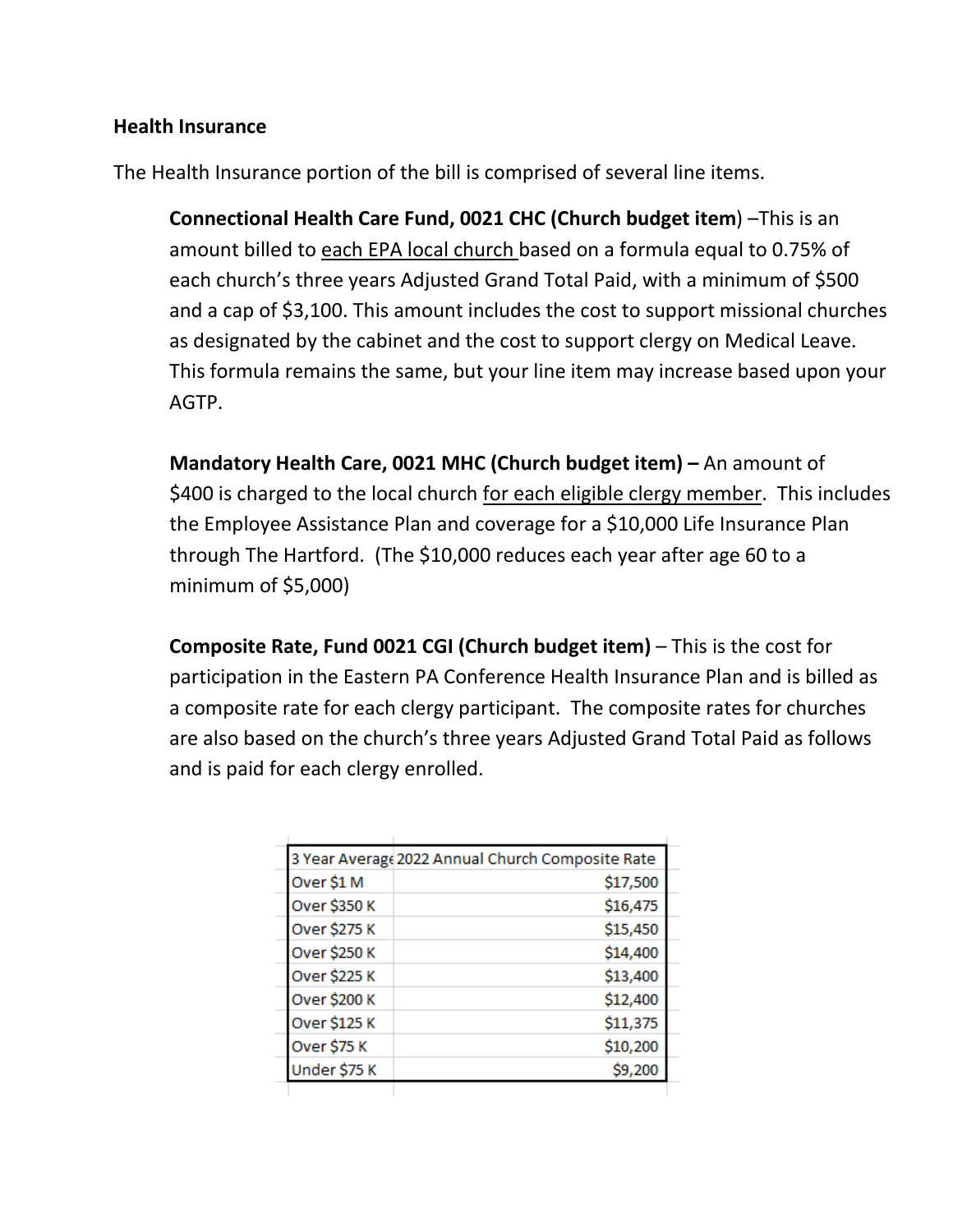**Health Insurance**

The Health Insurance portion of the bill is comprised of several line items.

**Connectional Health Care Fund, 0021 CHC (Church budget item**) –This is an amount billed to each EPA local church based on a formula equal to 0.75% of each church's three years Adjusted Grand Total Paid, with a minimum of $500 and a cap of $3,100. This amount includes the cost to support missional churches as designated by the cabinet and the cost to support clergy on Medical Leave. This formula remains the same, but your line item may increase based upon your AGTP.

**Mandatory Health Care, 0021 MHC (Church budget item) –** An amount of $400 is charged to the local church for each eligible clergy member. This includes the Employee Assistance Plan and coverage for a $10,000 Life Insurance Plan through The Hartford. (The $10,000 reduces each year after age 60 to a minimum of $5,000)

**Composite Rate, Fund 0021 CGI (Church budget item)** – This is the cost for participation in the Eastern PA Conference Health Insurance Plan and is billed as a composite rate for each clergy participant. The composite rates for churches are also based on the church's three years Adjusted Grand Total Paid as follows and is paid for each clergy enrolled.

| 3 Year Average | 2022 Annual Church Composite Rate |
|---|---:|
| Over $1 M | $17,500 |
| Over $350 K | $16,475 |
| Over $275 K | $15,450 |
| Over $250 K | $14,400 |
| Over $225 K | $13,400 |
| Over $200 K | $12,400 |
| Over $125 K | $11,375 |
| Over $75 K | $10,200 |
| Under $75 K | $9,200 |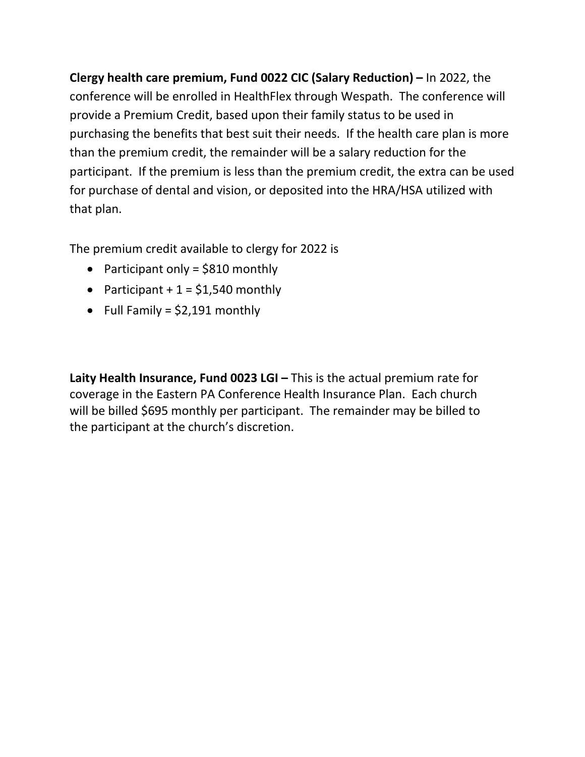**Clergy health care premium, Fund 0022 CIC (Salary Reduction) –** In 2022, the conference will be enrolled in HealthFlex through Wespath. The conference will provide a Premium Credit, based upon their family status to be used in purchasing the benefits that best suit their needs. If the health care plan is more than the premium credit, the remainder will be a salary reduction for the participant. If the premium is less than the premium credit, the extra can be used for purchase of dental and vision, or deposited into the HRA/HSA utilized with that plan.

The premium credit available to clergy for 2022 is

- Participant only = $810 monthly
- Participant + 1 = $1,540 monthly
- Full Family = $2,191 monthly

**Laity Health Insurance, Fund 0023 LGI –** This is the actual premium rate for coverage in the Eastern PA Conference Health Insurance Plan. Each church will be billed $695 monthly per participant. The remainder may be billed to the participant at the church's discretion.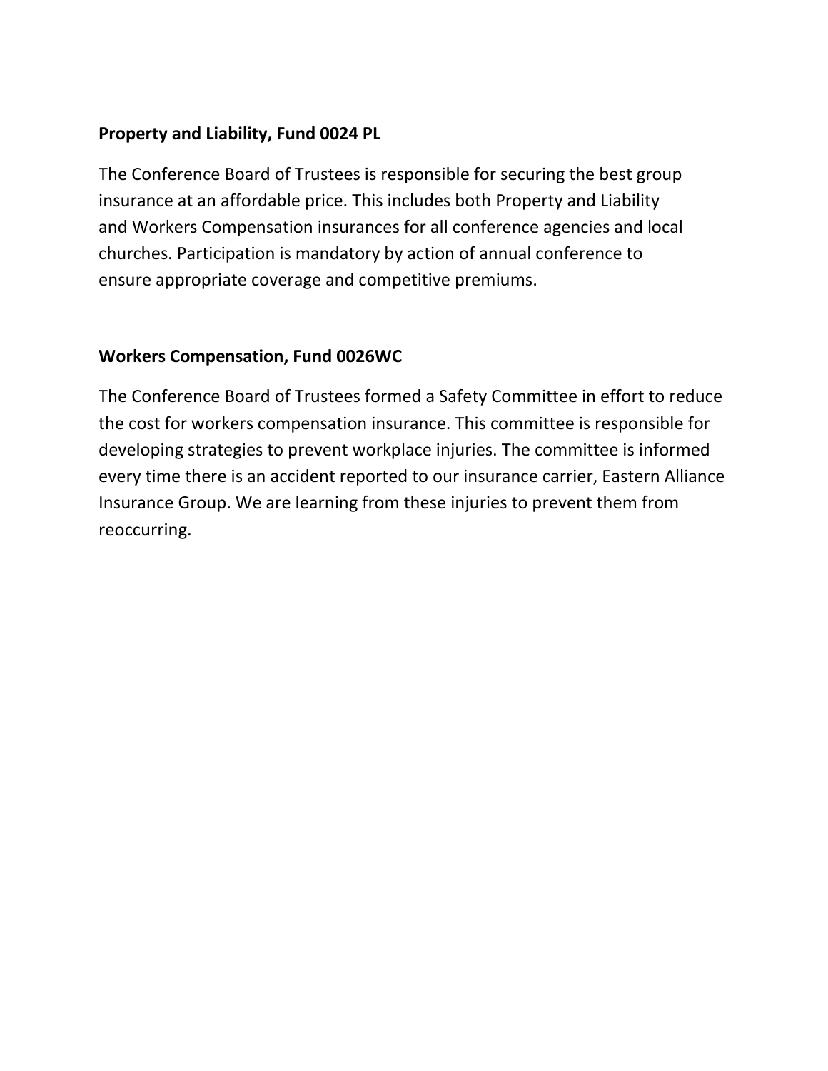**Property and Liability, Fund 0024 PL**

The Conference Board of Trustees is responsible for securing the best group insurance at an affordable price. This includes both Property and Liability and Workers Compensation insurances for all conference agencies and local churches. Participation is mandatory by action of annual conference to ensure appropriate coverage and competitive premiums.

**Workers Compensation, Fund 0026WC**

The Conference Board of Trustees formed a Safety Committee in effort to reduce the cost for workers compensation insurance. This committee is responsible for developing strategies to prevent workplace injuries. The committee is informed every time there is an accident reported to our insurance carrier, Eastern Alliance Insurance Group. We are learning from these injuries to prevent them from reoccurring.